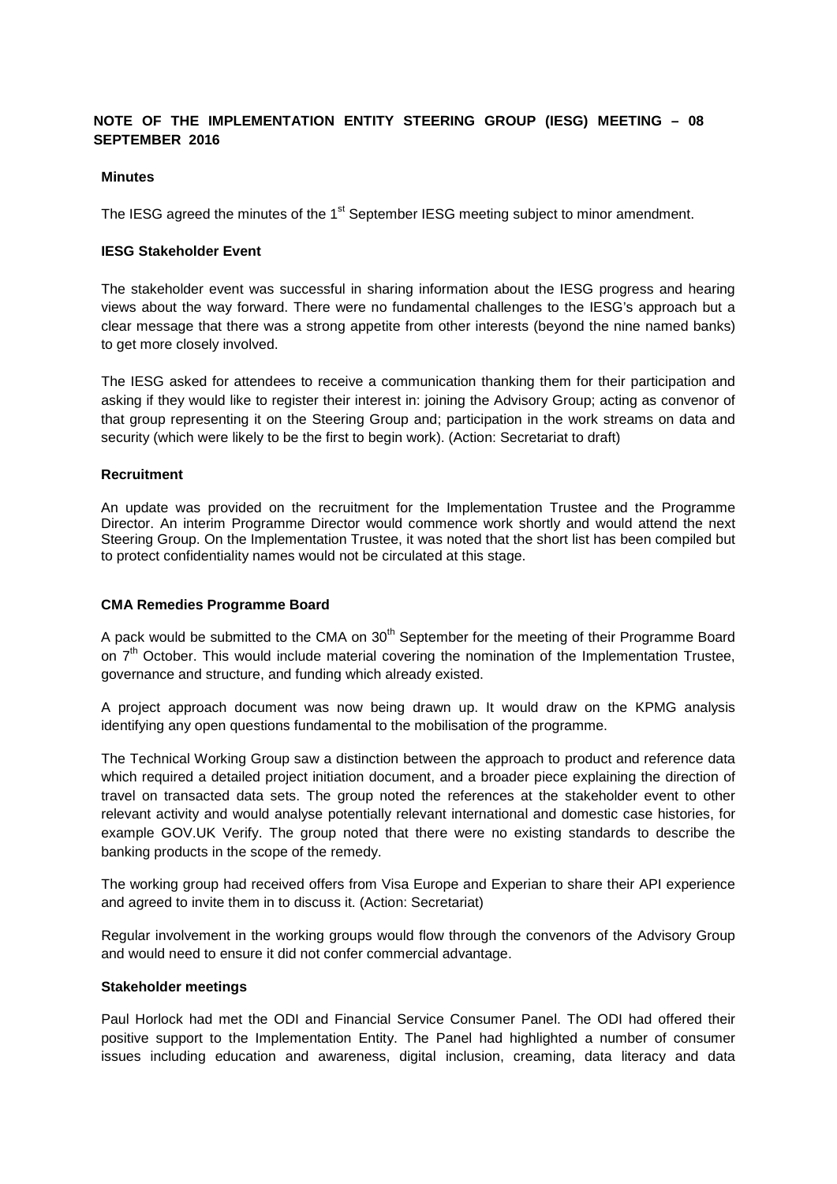# NOTE OF THE IMPLEMENTATION ENTITY STEERING GROUP (IESG) MEETING – 08 SEPTEMBER 2016

### Minutes

The IESG agreed the minutes of the 1st September IESG meeting subject to minor amendment.

### IESG Stakeholder Event

The stakeholder event was successful in sharing information about the IESG progress and hearing views about the way forward. There were no fundamental challenges to the IESG's approach but a clear message that there was a strong appetite from other interests (beyond the nine named banks) to get more closely involved.

The IESG asked for attendees to receive a communication thanking them for their participation and asking if they would like to register their interest in: joining the Advisory Group; acting as convenor of that group representing it on the Steering Group and; participation in the work streams on data and security (which were likely to be the first to begin work). (Action: Secretariat to draft)

### Recruitment

An update was provided on the recruitment for the Implementation Trustee and the Programme Director. An interim Programme Director would commence work shortly and would attend the next Steering Group. On the Implementation Trustee, it was noted that the short list has been compiled but to protect confidentiality names would not be circulated at this stage.

### CMA Remedies Programme Board

A pack would be submitted to the CMA on 30th September for the meeting of their Programme Board on 7th October. This would include material covering the nomination of the Implementation Trustee, governance and structure, and funding which already existed.

A project approach document was now being drawn up. It would draw on the KPMG analysis identifying any open questions fundamental to the mobilisation of the programme.

The Technical Working Group saw a distinction between the approach to product and reference data which required a detailed project initiation document, and a broader piece explaining the direction of travel on transacted data sets. The group noted the references at the stakeholder event to other relevant activity and would analyse potentially relevant international and domestic case histories, for example GOV.UK Verify. The group noted that there were no existing standards to describe the banking products in the scope of the remedy.

The working group had received offers from Visa Europe and Experian to share their API experience and agreed to invite them in to discuss it. (Action: Secretariat)

Regular involvement in the working groups would flow through the convenors of the Advisory Group and would need to ensure it did not confer commercial advantage.

### Stakeholder meetings

Paul Horlock had met the ODI and Financial Service Consumer Panel. The ODI had offered their positive support to the Implementation Entity. The Panel had highlighted a number of consumer issues including education and awareness, digital inclusion, creaming, data literacy and data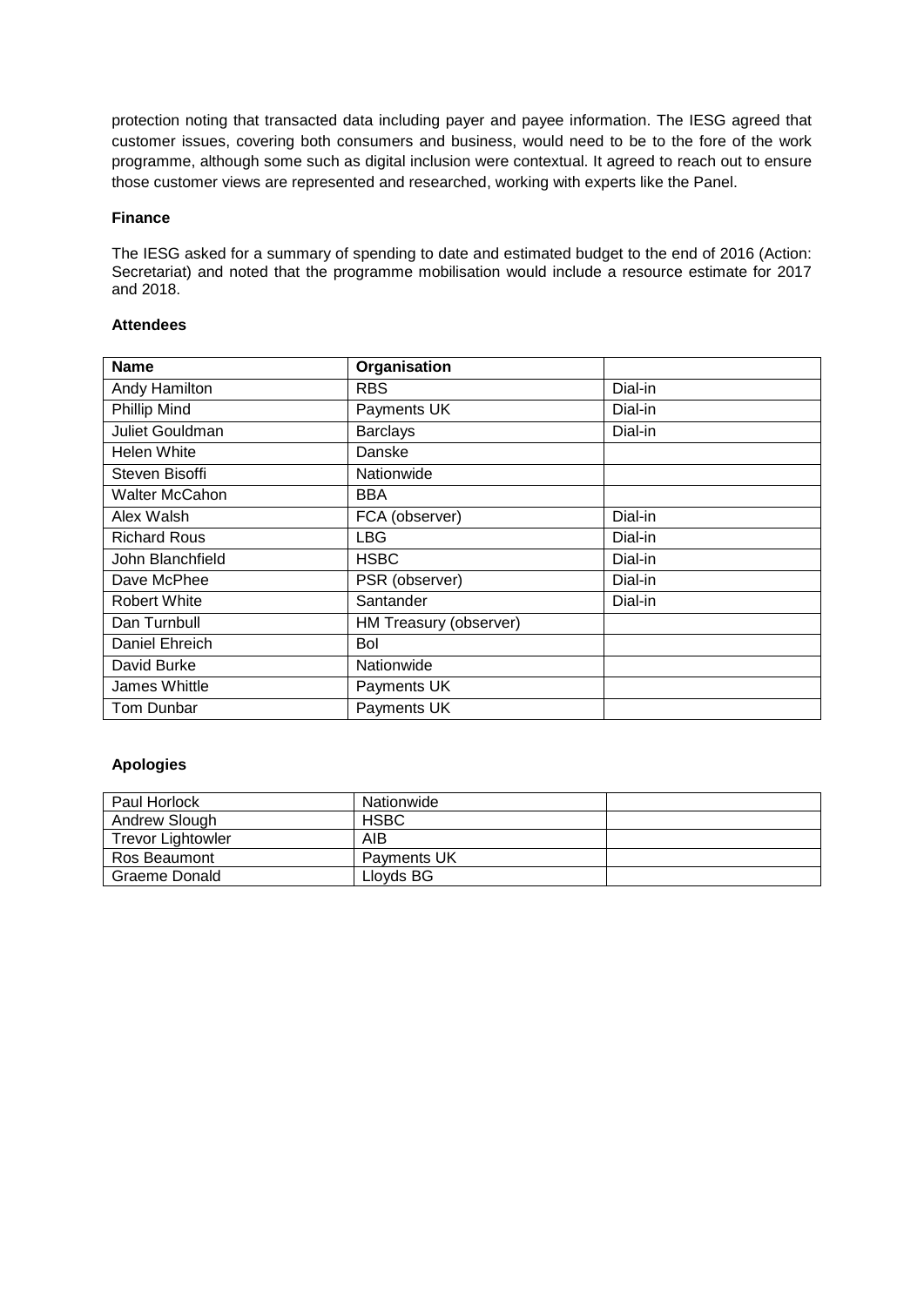protection noting that transacted data including payer and payee information. The IESG agreed that customer issues, covering both consumers and business, would need to be to the fore of the work programme, although some such as digital inclusion were contextual. It agreed to reach out to ensure those customer views are represented and researched, working with experts like the Panel.

**Finance**

The IESG asked for a summary of spending to date and estimated budget to the end of 2016 (Action: Secretariat) and noted that the programme mobilisation would include a resource estimate for 2017 and 2018.

**Attendees**

| Name | Organisation | |
|---|---|---|
| Andy Hamilton | RBS | Dial-in |
| Phillip Mind | Payments UK | Dial-in |
| Juliet Gouldman | Barclays | Dial-in |
| Helen White | Danske | |
| Steven Bisoffi | Nationwide | |
| Walter McCahon | BBA | |
| Alex Walsh | FCA (observer) | Dial-in |
| Richard Rous | LBG | Dial-in |
| John Blanchfield | HSBC | Dial-in |
| Dave McPhee | PSR (observer) | Dial-in |
| Robert White | Santander | Dial-in |
| Dan Turnbull | HM Treasury (observer) | |
| Daniel Ehreich | BoI | |
| David Burke | Nationwide | |
| James Whittle | Payments UK | |
| Tom Dunbar | Payments UK | |

**Apologies**

| | | |
|---|---|---|
| Paul Horlock | Nationwide | |
| Andrew Slough | HSBC | |
| Trevor Lightowler | AIB | |
| Ros Beaumont | Payments UK | |
| Graeme Donald | Lloyds BG | |